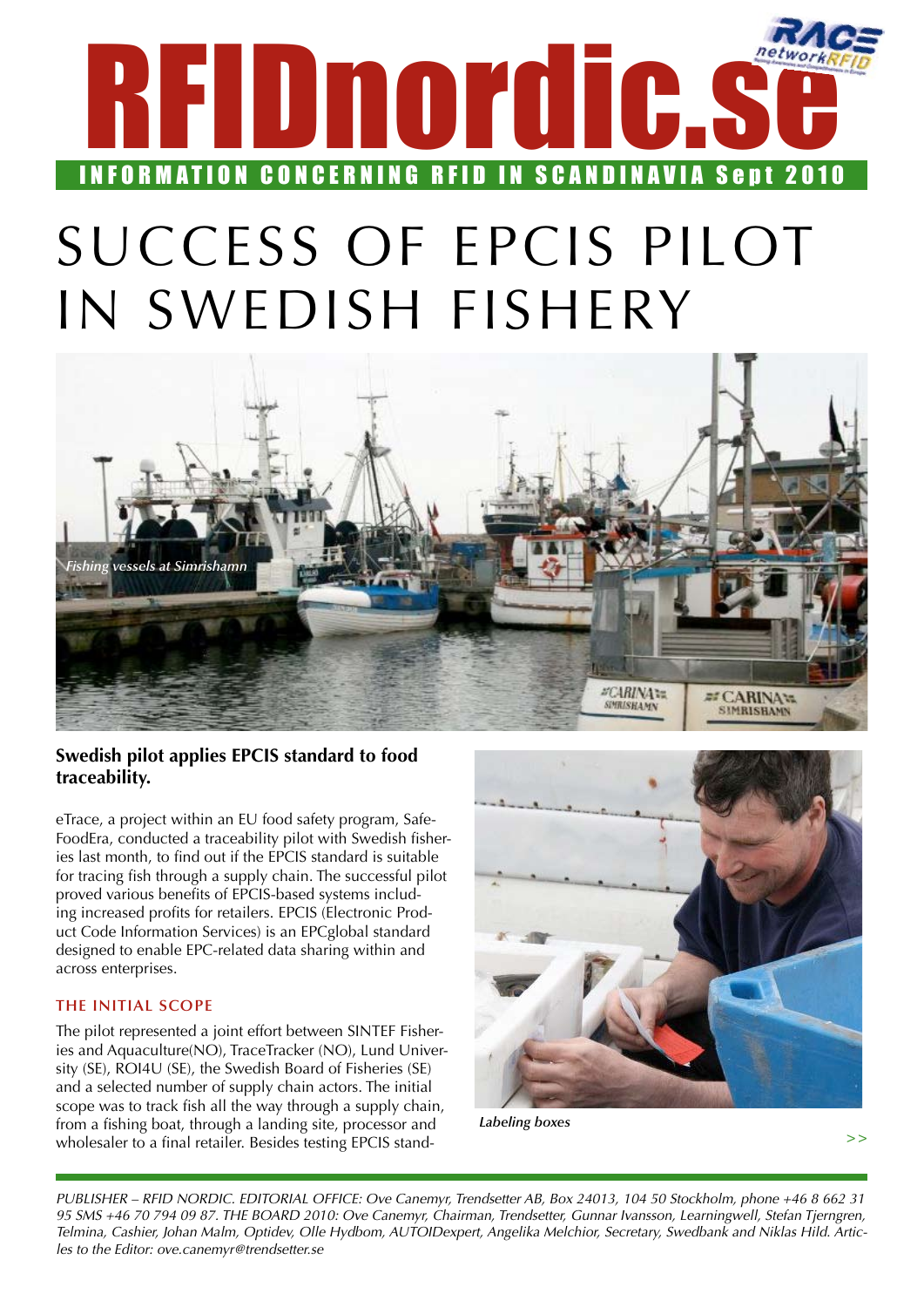# RFIDnordic.se

INFORMATION CONCERNING RFID IN SCANDINAVIA Sept 2010

# SUCCESS OF EPCIS PILOT IN SWEDISH FISHERY

*Fishing vessels at Simrishamn*

**Swedish pilot applies EPCIS standard to food traceability.**

eTrace, a project within an EU food safety program, SafeFoodEra, conducted a traceability pilot with Swedish fisheries last month, to find out if the EPCIS standard is suitable for tracing fish through a supply chain. The successful pilot proved various benefits of EPCIS-based systems including increased profits for retailers. EPCIS (Electronic Product Code Information Services) is an EPCglobal standard designed to enable EPC-related data sharing within and across enterprises.

## THE INITIAL SCOPE

The pilot represented a joint effort between SINTEF Fisheries and Aquaculture(NO), TraceTracker (NO), Lund University (SE), ROI4U (SE), the Swedish Board of Fisheries (SE) and a selected number of supply chain actors. The initial scope was to track fish all the way through a supply chain, from a fishing boat, through a landing site, processor and wholesaler to a final retailer. Besides testing EPCIS stand- >>

***Labeling boxes***

*PUBLISHER – RFID NORDIC. EDITORIAL OFFICE: Ove Canemyr, Trendsetter AB, Box 24013, 104 50 Stockholm, phone +46 8 662 31 95 SMS +46 70 794 09 87. THE BOARD 2010: Ove Canemyr, Chairman, Trendsetter, Gunnar Ivansson, Learningwell, Stefan Tjerngren, Telmina, Cashier, Johan Malm, Optidev, Olle Hydbom, AUTOIDexpert, Angelika Melchior, Secretary, Swedbank and Niklas Hild. Articles to the Editor: ove.canemyr@trendsetter.se*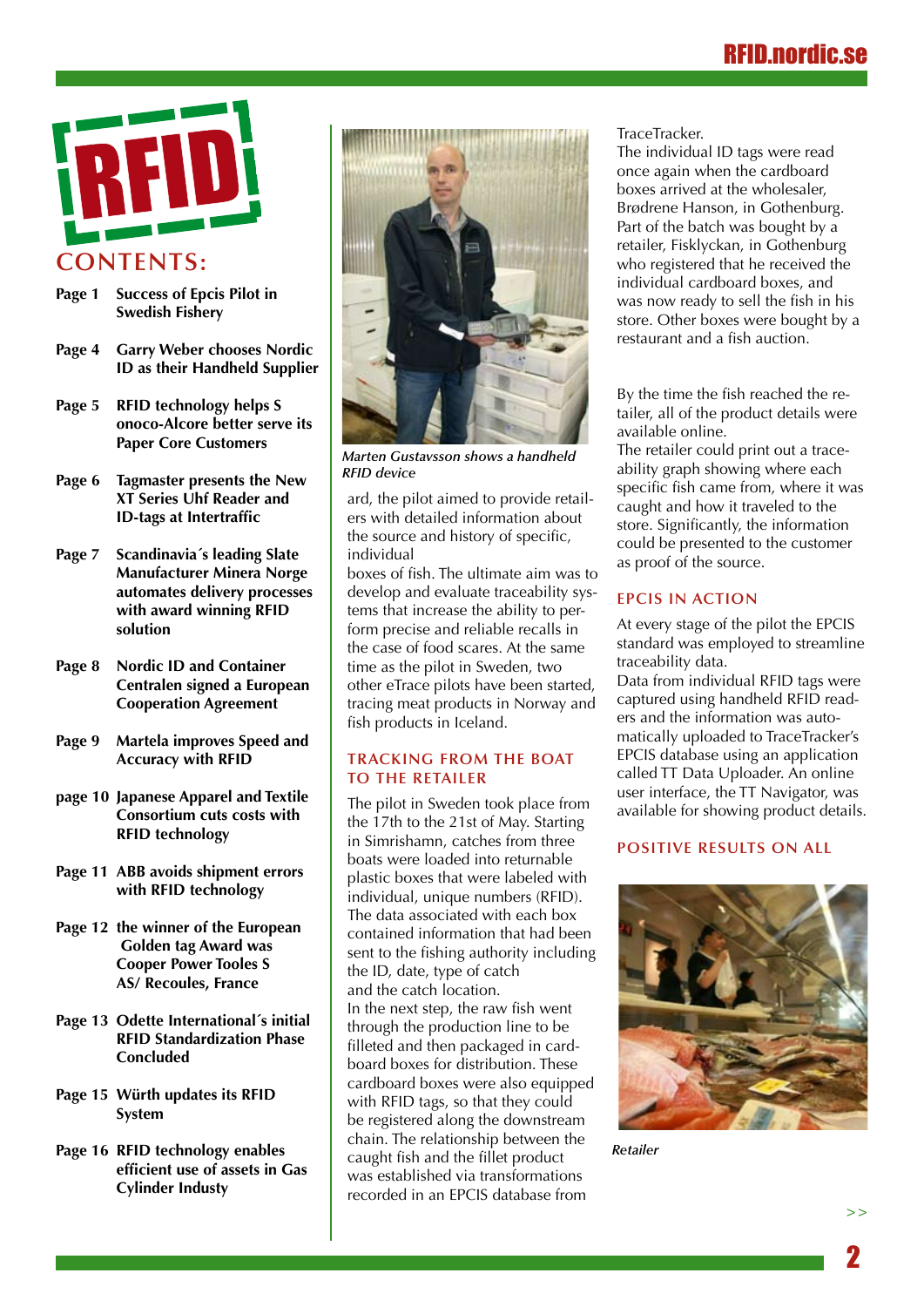# CONTENTS:

- **Page 1** **Success of Epcis Pilot in Swedish Fishery**
- **Page 4** **Garry Weber chooses Nordic ID as their Handheld Supplier**
- **Page 5** **RFID technology helps S onoco-Alcore better serve its Paper Core Customers**
- **Page 6** **Tagmaster presents the New XT Series Uhf Reader and ID-tags at Intertraffic**
- **Page 7** **Scandinavia´s leading Slate Manufacturer Minera Norge automates delivery processes with award winning RFID solution**
- **Page 8** **Nordic ID and Container Centralen signed a European Cooperation Agreement**
- **Page 9** **Martela improves Speed and Accuracy with RFID**
- **page 10** **Japanese Apparel and Textile Consortium cuts costs with RFID technology**
- **Page 11** **ABB avoids shipment errors with RFID technology**
- **Page 12** **the winner of the European Golden tag Award was Cooper Power Tooles S AS/ Recoules, France**
- **Page 13** **Odette International´s initial RFID Standardization Phase Concluded**
- **Page 15** **Würth updates its RFID System**
- **Page 16** **RFID technology enables efficient use of assets in Gas Cylinder Industy**

*Marten Gustavsson shows a handheld RFID device*

ard, the pilot aimed to provide retailers with detailed information about the source and history of specific, individual
boxes of fish. The ultimate aim was to develop and evaluate traceability systems that increase the ability to perform precise and reliable recalls in the case of food scares. At the same time as the pilot in Sweden, two other eTrace pilots have been started, tracing meat products in Norway and fish products in Iceland.

## TRACKING FROM THE BOAT TO THE RETAILER

The pilot in Sweden took place from the 17th to the 21st of May. Starting in Simrishamn, catches from three boats were loaded into returnable plastic boxes that were labeled with individual, unique numbers (RFID). The data associated with each box contained information that had been sent to the fishing authority including the ID, date, type of catch
and the catch location.
In the next step, the raw fish went through the production line to be filleted and then packaged in cardboard boxes for distribution. These cardboard boxes were also equipped with RFID tags, so that they could be registered along the downstream chain. The relationship between the caught fish and the fillet product was established via transformations recorded in an EPCIS database from TraceTracker.
The individual ID tags were read once again when the cardboard boxes arrived at the wholesaler, Brødrene Hanson, in Gothenburg. Part of the batch was bought by a retailer, Fisklyckan, in Gothenburg who registered that he received the individual cardboard boxes, and was now ready to sell the fish in his store. Other boxes were bought by a restaurant and a fish auction.

By the time the fish reached the retailer, all of the product details were available online.
The retailer could print out a traceability graph showing where each specific fish came from, where it was caught and how it traveled to the store. Significantly, the information could be presented to the customer as proof of the source.

## EPCIS IN ACTION

At every stage of the pilot the EPCIS standard was employed to streamline traceability data.
Data from individual RFID tags were captured using handheld RFID readers and the information was automatically uploaded to TraceTracker's EPCIS database using an application called TT Data Uploader. An online user interface, the TT Navigator, was available for showing product details.

## POSITIVE RESULTS ON ALL

*Retailer*

>>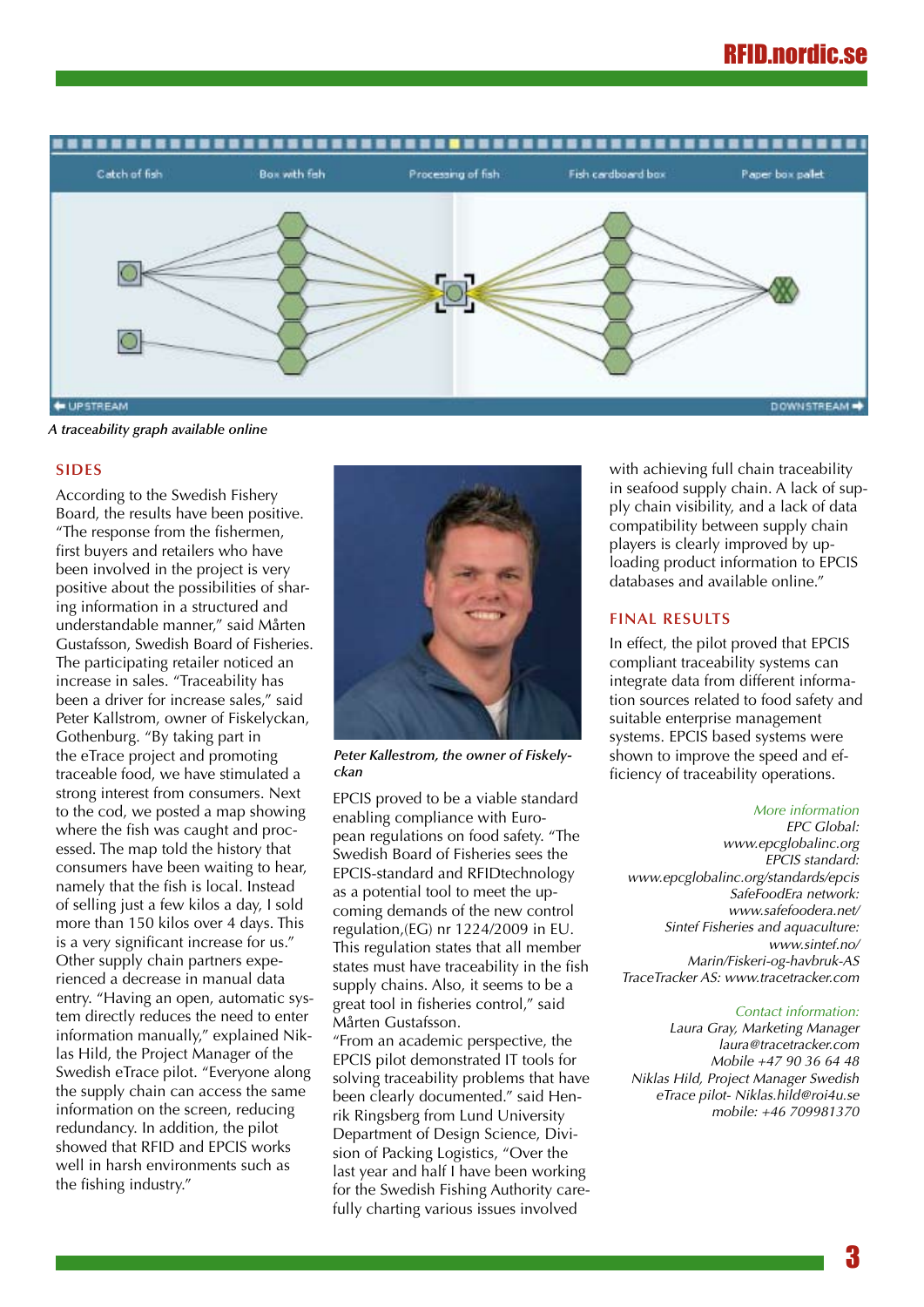*A traceability graph available online*

## SIDES

According to the Swedish Fishery Board, the results have been positive. "The response from the fishermen, first buyers and retailers who have been involved in the project is very positive about the possibilities of sharing information in a structured and understandable manner," said Mårten Gustafsson, Swedish Board of Fisheries. The participating retailer noticed an increase in sales. "Traceability has been a driver for increase sales," said Peter Kallstrom, owner of Fiskelyckan, Gothenburg. "By taking part in the eTrace project and promoting traceable food, we have stimulated a strong interest from consumers. Next to the cod, we posted a map showing where the fish was caught and processed. The map told the history that consumers have been waiting to hear, namely that the fish is local. Instead of selling just a few kilos a day, I sold more than 150 kilos over 4 days. This is a very significant increase for us." Other supply chain partners experienced a decrease in manual data entry. "Having an open, automatic system directly reduces the need to enter information manually," explained Niklas Hild, the Project Manager of the Swedish eTrace pilot. "Everyone along the supply chain can access the same information on the screen, reducing redundancy. In addition, the pilot showed that RFID and EPCIS works well in harsh environments such as the fishing industry."

*Peter Kallestrom, the owner of Fiskelyckan*

EPCIS proved to be a viable standard enabling compliance with European regulations on food safety. "The Swedish Board of Fisheries sees the EPCIS-standard and RFIDtechnology as a potential tool to meet the upcoming demands of the new control regulation,(EG) nr 1224/2009 in EU. This regulation states that all member states must have traceability in the fish supply chains. Also, it seems to be a great tool in fisheries control," said Mårten Gustafsson.

"From an academic perspective, the EPCIS pilot demonstrated IT tools for solving traceability problems that have been clearly documented." said Henrik Ringsberg from Lund University Department of Design Science, Division of Packing Logistics, "Over the last year and half I have been working for the Swedish Fishing Authority carefully charting various issues involved with achieving full chain traceability in seafood supply chain. A lack of supply chain visibility, and a lack of data compatibility between supply chain players is clearly improved by uploading product information to EPCIS databases and available online."

## FINAL RESULTS

In effect, the pilot proved that EPCIS compliant traceability systems can integrate data from different information sources related to food safety and suitable enterprise management systems. EPCIS based systems were shown to improve the speed and efficiency of traceability operations.

*More information*
*EPC Global:*
*www.epcglobalinc.org*
*EPCIS standard:*
*www.epcglobalinc.org/standards/epcis*
*SafeFoodEra network:*
*www.safefoodera.net/*
*Sintef Fisheries and aquaculture:*
*www.sintef.no/*
*Marin/Fiskeri-og-havbruk-AS*
*TraceTracker AS: www.tracetracker.com*

*Contact information:*
*Laura Gray, Marketing Manager*
*laura@tracetracker.com*
*Mobile +47 90 36 64 48*
*Niklas Hild, Project Manager Swedish eTrace pilot- Niklas.hild@roi4u.se*
*mobile: +46 709981370*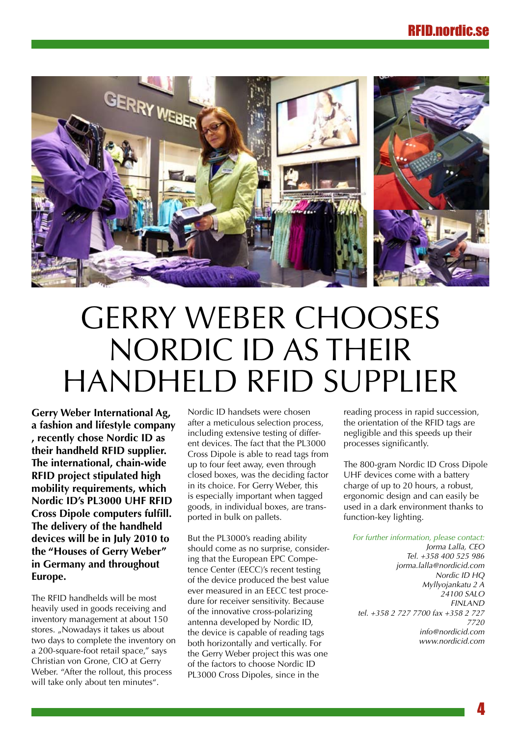# GERRY WEBER CHOOSES NORDIC ID AS THEIR HANDHELD RFID SUPPLIER

**Gerry Weber International Ag, a fashion and lifestyle company , recently chose Nordic ID as their handheld RFID supplier. The international, chain-wide RFID project stipulated high mobility requirements, which Nordic ID's PL3000 UHF RFID Cross Dipole computers fulfill. The delivery of the handheld devices will be in July 2010 to the "Houses of Gerry Weber" in Germany and throughout Europe.**

The RFID handhelds will be most heavily used in goods receiving and inventory management at about 150 stores. „Nowadays it takes us about two days to complete the inventory on a 200-square-foot retail space," says Christian von Grone, CIO at Gerry Weber. "After the rollout, this process will take only about ten minutes".

Nordic ID handsets were chosen after a meticulous selection process, including extensive testing of different devices. The fact that the PL3000 Cross Dipole is able to read tags from up to four feet away, even through closed boxes, was the deciding factor in its choice. For Gerry Weber, this is especially important when tagged goods, in individual boxes, are transported in bulk on pallets.

But the PL3000's reading ability should come as no surprise, considering that the European EPC Competence Center (EECC)'s recent testing of the device produced the best value ever measured in an EECC test procedure for receiver sensitivity. Because of the innovative cross-polarizing antenna developed by Nordic ID, the device is capable of reading tags both horizontally and vertically. For the Gerry Weber project this was one of the factors to choose Nordic ID PL3000 Cross Dipoles, since in the reading process in rapid succession, the orientation of the RFID tags are negligible and this speeds up their processes significantly.

The 800-gram Nordic ID Cross Dipole UHF devices come with a battery charge of up to 20 hours, a robust, ergonomic design and can easily be used in a dark environment thanks to function-key lighting.

*For further information, please contact:*
*Jorma Lalla, CEO*
*Tel. +358 400 525 986*
*jorma.lalla@nordicid.com*
*Nordic ID HQ*
*Myllyojankatu 2 A*
*24100 SALO*
*FINLAND*
*tel. +358 2 727 7700 fax +358 2 727 7720*
*info@nordicid.com*
*www.nordicid.com*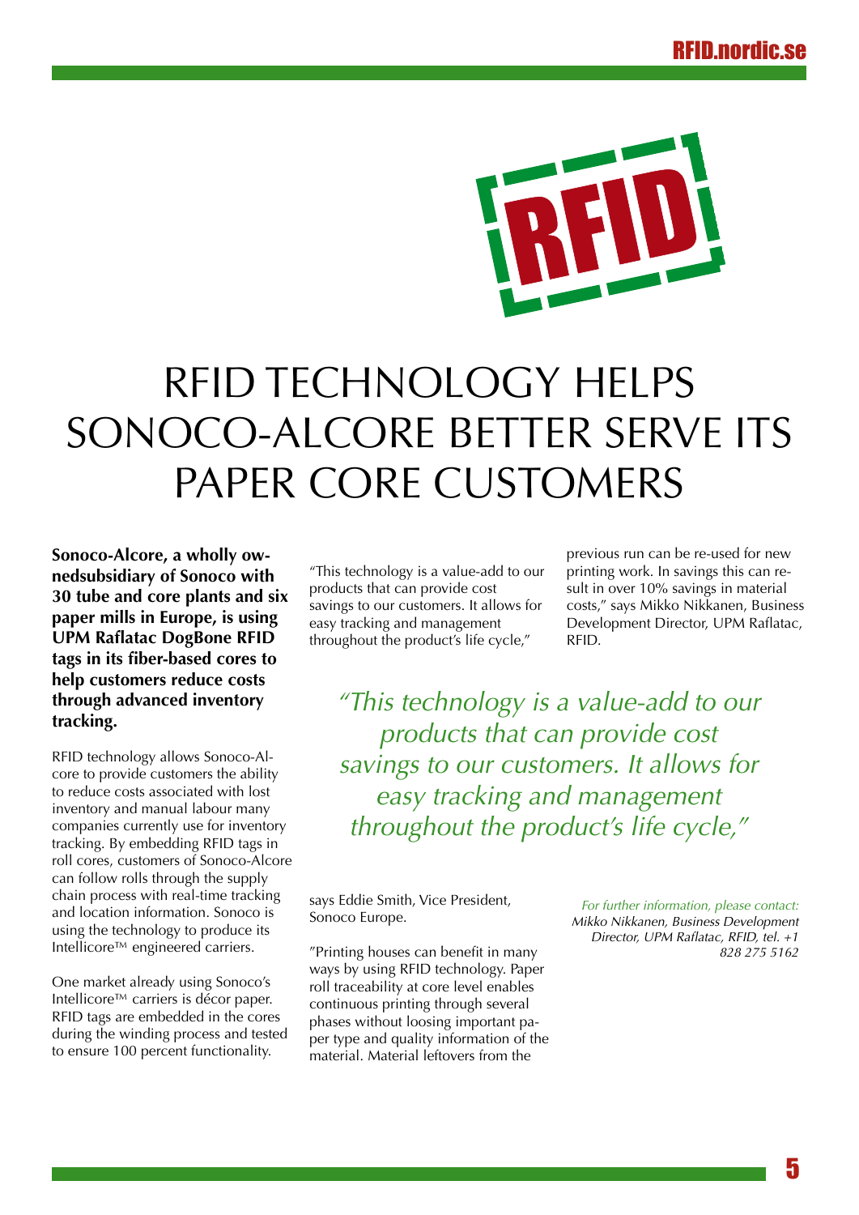# RFID TECHNOLOGY HELPS SONOCO-ALCORE BETTER SERVE ITS PAPER CORE CUSTOMERS

**Sonoco-Alcore, a wholly ownedsubsidiary of Sonoco with 30 tube and core plants and six paper mills in Europe, is using UPM Raflatac DogBone RFID tags in its fiber-based cores to help customers reduce costs through advanced inventory tracking.**

RFID technology allows Sonoco-Alcore to provide customers the ability to reduce costs associated with lost inventory and manual labour many companies currently use for inventory tracking. By embedding RFID tags in roll cores, customers of Sonoco-Alcore can follow rolls through the supply chain process with real-time tracking and location information. Sonoco is using the technology to produce its Intellicore™ engineered carriers.

One market already using Sonoco's Intellicore™ carriers is décor paper. RFID tags are embedded in the cores during the winding process and tested to ensure 100 percent functionality.

"This technology is a value-add to our products that can provide cost savings to our customers. It allows for easy tracking and management throughout the product's life cycle," says Eddie Smith, Vice President, Sonoco Europe.

"Printing houses can benefit in many ways by using RFID technology. Paper roll traceability at core level enables continuous printing through several phases without loosing important paper type and quality information of the material. Material leftovers from the previous run can be re-used for new printing work. In savings this can result in over 10% savings in material costs," says Mikko Nikkanen, Business Development Director, UPM Raflatac, RFID.

> *"This technology is a value-add to our products that can provide cost savings to our customers. It allows for easy tracking and management throughout the product's life cycle,"*

*For further information, please contact:*
*Mikko Nikkanen, Business Development Director, UPM Raflatac, RFID, tel. +1 828 275 5162*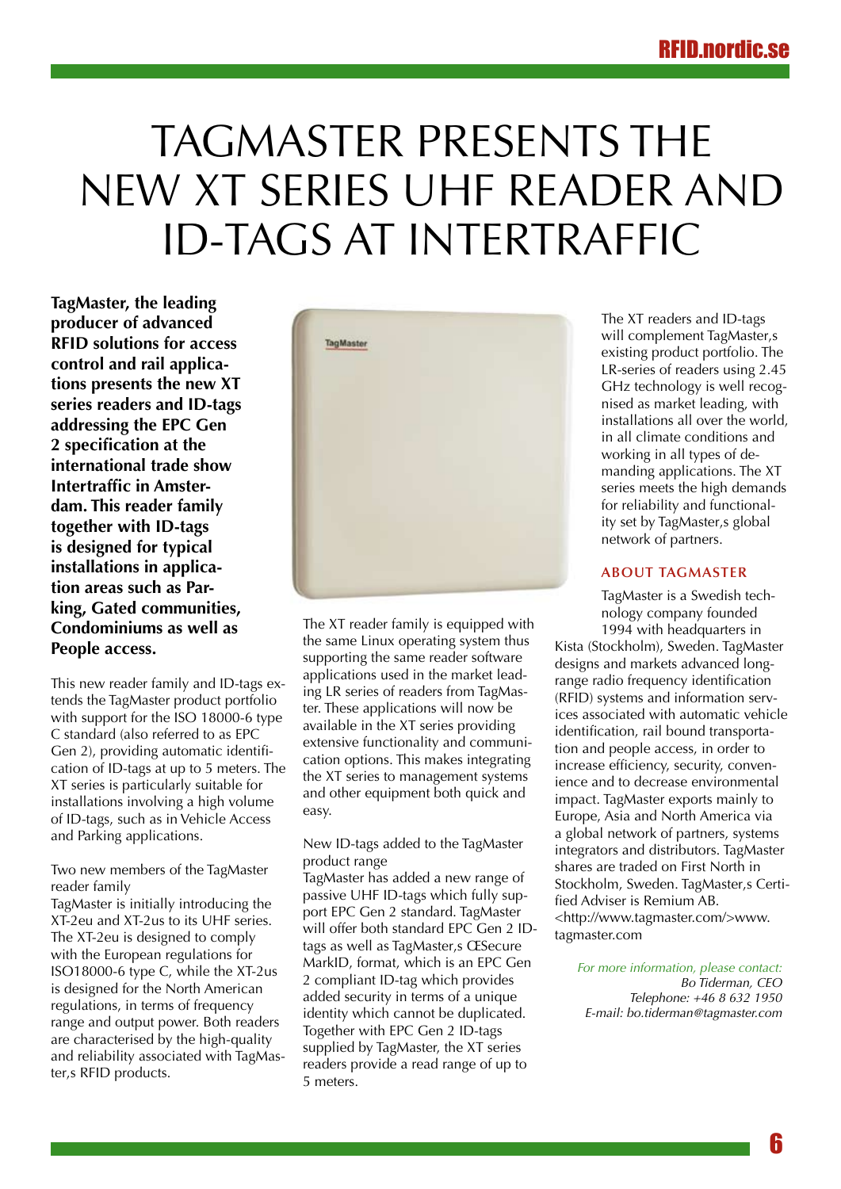# TAGMASTER PRESENTS THE NEW XT SERIES UHF READER AND ID-TAGS AT INTERTRAFFIC

**TagMaster, the leading producer of advanced RFID solutions for access control and rail applications presents the new XT series readers and ID-tags addressing the EPC Gen 2 specification at the international trade show Intertraffic in Amsterdam. This reader family together with ID-tags is designed for typical installations in application areas such as Parking, Gated communities, Condominiums as well as People access.**

This new reader family and ID-tags extends the TagMaster product portfolio with support for the ISO 18000-6 type C standard (also referred to as EPC Gen 2), providing automatic identification of ID-tags at up to 5 meters. The XT series is particularly suitable for installations involving a high volume of ID-tags, such as in Vehicle Access and Parking applications.

Two new members of the TagMaster reader family

TagMaster is initially introducing the XT-2eu and XT-2us to its UHF series. The XT-2eu is designed to comply with the European regulations for ISO18000-6 type C, while the XT-2us is designed for the North American regulations, in terms of frequency range and output power. Both readers are characterised by the high-quality and reliability associated with TagMaster,s RFID products.

The XT reader family is equipped with the same Linux operating system thus supporting the same reader software applications used in the market leading LR series of readers from TagMaster. These applications will now be available in the XT series providing extensive functionality and communication options. This makes integrating the XT series to management systems and other equipment both quick and easy.

New ID-tags added to the TagMaster product range

TagMaster has added a new range of passive UHF ID-tags which fully support EPC Gen 2 standard. TagMaster will offer both standard EPC Gen 2 ID-tags as well as TagMaster,s ŒSecure MarkID, format, which is an EPC Gen 2 compliant ID-tag which provides added security in terms of a unique identity which cannot be duplicated. Together with EPC Gen 2 ID-tags supplied by TagMaster, the XT series readers provide a read range of up to 5 meters.

The XT readers and ID-tags will complement TagMaster,s existing product portfolio. The LR-series of readers using 2.45 GHz technology is well recognised as market leading, with installations all over the world, in all climate conditions and working in all types of demanding applications. The XT series meets the high demands for reliability and functionality set by TagMaster,s global network of partners.

## ABOUT TAGMASTER

TagMaster is a Swedish technology company founded 1994 with headquarters in Kista (Stockholm), Sweden. TagMaster designs and markets advanced long-range radio frequency identification (RFID) systems and information services associated with automatic vehicle identification, rail bound transportation and people access, in order to increase efficiency, security, convenience and to decrease environmental impact. TagMaster exports mainly to Europe, Asia and North America via a global network of partners, systems integrators and distributors. TagMaster shares are traded on First North in Stockholm, Sweden. TagMaster,s Certified Adviser is Remium AB. <http://www.tagmaster.com/>www.tagmaster.com

*For more information, please contact:*
*Bo Tiderman, CEO*
*Telephone: +46 8 632 1950*
*E-mail: bo.tiderman@tagmaster.com*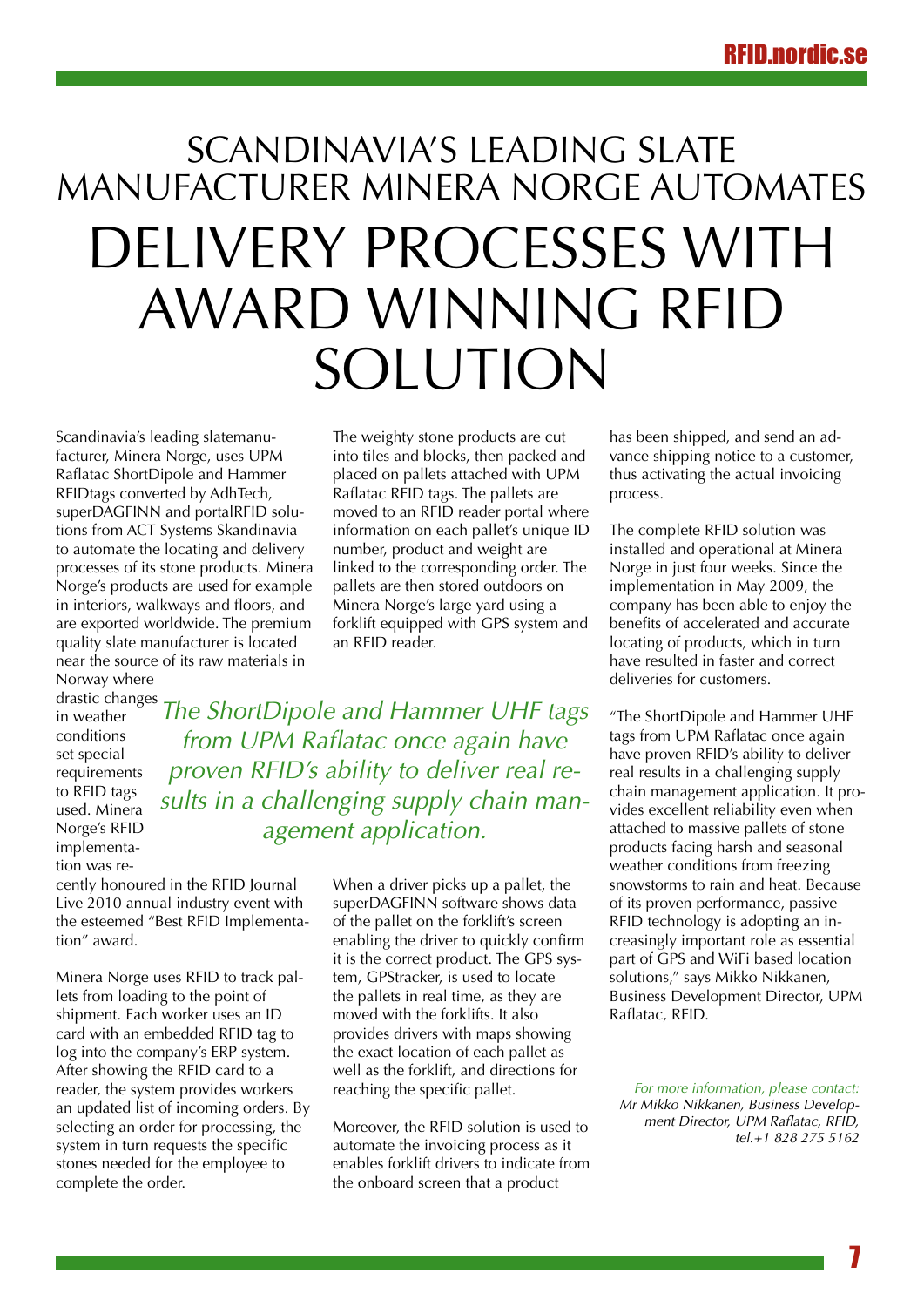# SCANDINAVIA'S LEADING SLATE MANUFACTURER MINERA NORGE AUTOMATES DELIVERY PROCESSES WITH AWARD WINNING RFID SOLUTION

Scandinavia's leading slatemanufacturer, Minera Norge, uses UPM Raflatac ShortDipole and Hammer RFIDtags converted by AdhTech, superDAGFINN and portalRFID solutions from ACT Systems Skandinavia to automate the locating and delivery processes of its stone products. Minera Norge's products are used for example in interiors, walkways and floors, and are exported worldwide. The premium quality slate manufacturer is located near the source of its raw materials in Norway where drastic changes in weather conditions set special requirements to RFID tags used. Minera Norge's RFID implementation was recently honoured in the RFID Journal Live 2010 annual industry event with the esteemed "Best RFID Implementation" award.

*The ShortDipole and Hammer UHF tags from UPM Raflatac once again have proven RFID's ability to deliver real results in a challenging supply chain management application.*

Minera Norge uses RFID to track pallets from loading to the point of shipment. Each worker uses an ID card with an embedded RFID tag to log into the company's ERP system. After showing the RFID card to a reader, the system provides workers an updated list of incoming orders. By selecting an order for processing, the system in turn requests the specific stones needed for the employee to complete the order.

The weighty stone products are cut into tiles and blocks, then packed and placed on pallets attached with UPM Raflatac RFID tags. The pallets are moved to an RFID reader portal where information on each pallet's unique ID number, product and weight are linked to the corresponding order. The pallets are then stored outdoors on Minera Norge's large yard using a forklift equipped with GPS system and an RFID reader.

When a driver picks up a pallet, the superDAGFINN software shows data of the pallet on the forklift's screen enabling the driver to quickly confirm it is the correct product. The GPS system, GPStracker, is used to locate the pallets in real time, as they are moved with the forklifts. It also provides drivers with maps showing the exact location of each pallet as well as the forklift, and directions for reaching the specific pallet.

Moreover, the RFID solution is used to automate the invoicing process as it enables forklift drivers to indicate from the onboard screen that a product has been shipped, and send an advance shipping notice to a customer, thus activating the actual invoicing process.

The complete RFID solution was installed and operational at Minera Norge in just four weeks. Since the implementation in May 2009, the company has been able to enjoy the benefits of accelerated and accurate locating of products, which in turn have resulted in faster and correct deliveries for customers.

"The ShortDipole and Hammer UHF tags from UPM Raflatac once again have proven RFID's ability to deliver real results in a challenging supply chain management application. It provides excellent reliability even when attached to massive pallets of stone products facing harsh and seasonal weather conditions from freezing snowstorms to rain and heat. Because of its proven performance, passive RFID technology is adopting an increasingly important role as essential part of GPS and WiFi based location solutions," says Mikko Nikkanen, Business Development Director, UPM Raflatac, RFID.

*For more information, please contact:*
*Mr Mikko Nikkanen, Business Development Director, UPM Raflatac, RFID, tel.+1 828 275 5162*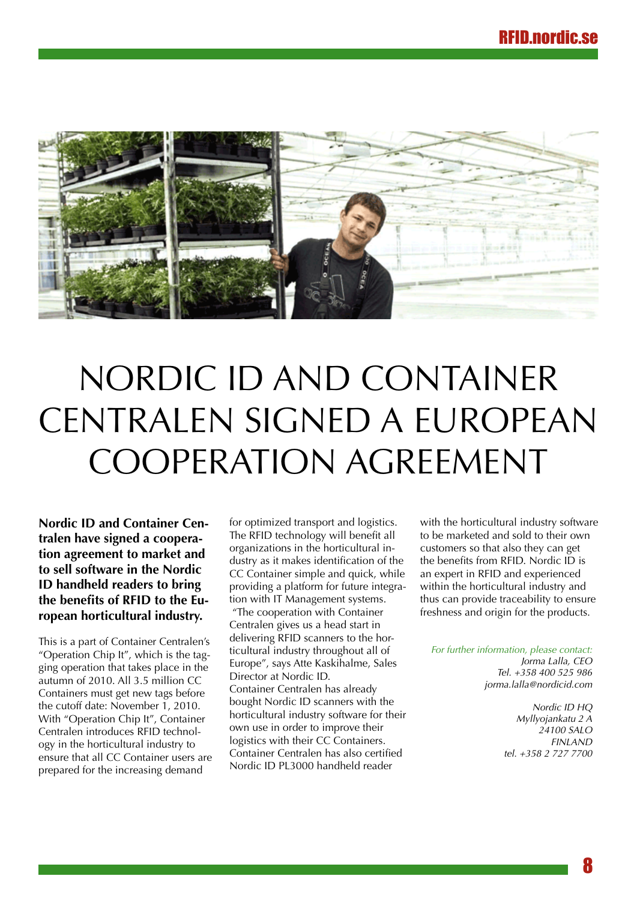# NORDIC ID AND CONTAINER CENTRALEN SIGNED A EUROPEAN COOPERATION AGREEMENT

**Nordic ID and Container Centralen have signed a cooperation agreement to market and to sell software in the Nordic ID handheld readers to bring the benefits of RFID to the European horticultural industry.**

This is a part of Container Centralen's "Operation Chip It", which is the tagging operation that takes place in the autumn of 2010. All 3.5 million CC Containers must get new tags before the cutoff date: November 1, 2010. With "Operation Chip It", Container Centralen introduces RFID technology in the horticultural industry to ensure that all CC Container users are prepared for the increasing demand for optimized transport and logistics. The RFID technology will benefit all organizations in the horticultural industry as it makes identification of the CC Container simple and quick, while providing a platform for future integration with IT Management systems.

"The cooperation with Container Centralen gives us a head start in delivering RFID scanners to the horticultural industry throughout all of Europe", says Atte Kaskihalme, Sales Director at Nordic ID.

Container Centralen has already bought Nordic ID scanners with the horticultural industry software for their own use in order to improve their logistics with their CC Containers. Container Centralen has also certified Nordic ID PL3000 handheld reader with the horticultural industry software to be marketed and sold to their own customers so that also they can get the benefits from RFID. Nordic ID is an expert in RFID and experienced within the horticultural industry and thus can provide traceability to ensure freshness and origin for the products.

*For further information, please contact:*
*Jorma Lalla, CEO*
*Tel. +358 400 525 986*
*jorma.lalla@nordicid.com*

*Nordic ID HQ*
*Myllyojankatu 2 A*
*24100 SALO*
*FINLAND*
*tel. +358 2 727 7700*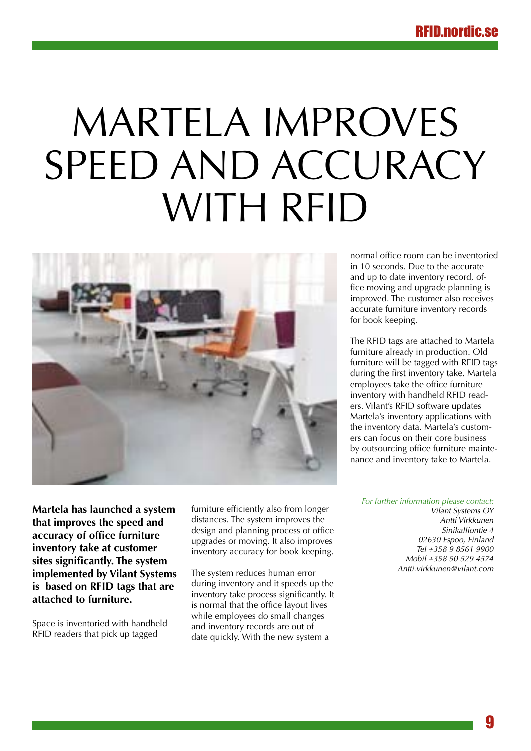# MARTELA IMPROVES SPEED AND ACCURACY WITH RFID

**Martela has launched a system that improves the speed and accuracy of office furniture inventory take at customer sites significantly. The system implemented by Vilant Systems is based on RFID tags that are attached to furniture.**

Space is inventoried with handheld RFID readers that pick up tagged furniture efficiently also from longer distances. The system improves the design and planning process of office upgrades or moving. It also improves inventory accuracy for book keeping.

The system reduces human error during inventory and it speeds up the inventory take process significantly. It is normal that the office layout lives while employees do small changes and inventory records are out of date quickly. With the new system a normal office room can be inventoried in 10 seconds. Due to the accurate and up to date inventory record, office moving and upgrade planning is improved. The customer also receives accurate furniture inventory records for book keeping.

The RFID tags are attached to Martela furniture already in production. Old furniture will be tagged with RFID tags during the first inventory take. Martela employees take the office furniture inventory with handheld RFID readers. Vilant's RFID software updates Martela's inventory applications with the inventory data. Martela's customers can focus on their core business by outsourcing office furniture maintenance and inventory take to Martela.

*For further information please contact:*
*Vilant Systems OY*
*Antti Virkkunen*
*Sinikalliontie 4*
*02630 Espoo, Finland*
*Tel +358 9 8561 9900*
*Mobil +358 50 529 4574*
*Antti.virkkunen@vilant.com*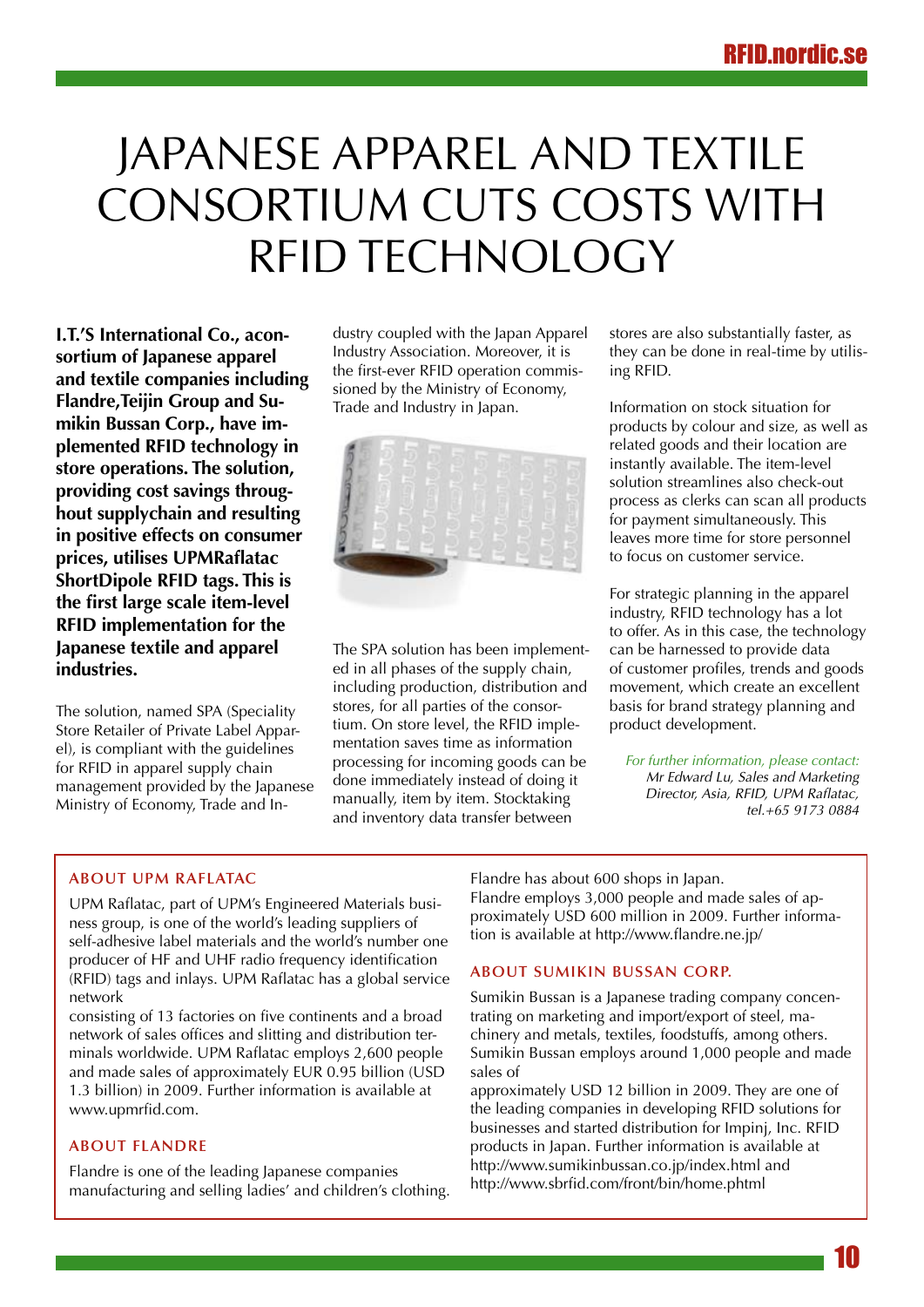# JAPANESE APPAREL AND TEXTILE CONSORTIUM CUTS COSTS WITH RFID TECHNOLOGY

**I.T.'S International Co., aconsortium of Japanese apparel and textile companies including Flandre,Teijin Group and Sumikin Bussan Corp., have implemented RFID technology in store operations. The solution, providing cost savings throughout supplychain and resulting in positive effects on consumer prices, utilises UPMRaflatac ShortDipole RFID tags. This is the first large scale item-level RFID implementation for the Japanese textile and apparel industries.**

The solution, named SPA (Speciality Store Retailer of Private Label Apparel), is compliant with the guidelines for RFID in apparel supply chain management provided by the Japanese Ministry of Economy, Trade and Industry coupled with the Japan Apparel Industry Association. Moreover, it is the first-ever RFID operation commissioned by the Ministry of Economy, Trade and Industry in Japan.

The SPA solution has been implemented in all phases of the supply chain, including production, distribution and stores, for all parties of the consortium. On store level, the RFID implementation saves time as information processing for incoming goods can be done immediately instead of doing it manually, item by item. Stocktaking and inventory data transfer between stores are also substantially faster, as they can be done in real-time by utilising RFID.

Information on stock situation for products by colour and size, as well as related goods and their location are instantly available. The item-level solution streamlines also check-out process as clerks can scan all products for payment simultaneously. This leaves more time for store personnel to focus on customer service.

For strategic planning in the apparel industry, RFID technology has a lot to offer. As in this case, the technology can be harnessed to provide data of customer profiles, trends and goods movement, which create an excellent basis for brand strategy planning and product development.

*For further information, please contact:*
*Mr Edward Lu, Sales and Marketing Director, Asia, RFID, UPM Raflatac, tel.+65 9173 0884*

### ABOUT UPM RAFLATAC

UPM Raflatac, part of UPM's Engineered Materials business group, is one of the world's leading suppliers of self-adhesive label materials and the world's number one producer of HF and UHF radio frequency identification (RFID) tags and inlays. UPM Raflatac has a global service network consisting of 13 factories on five continents and a broad network of sales offices and slitting and distribution terminals worldwide. UPM Raflatac employs 2,600 people and made sales of approximately EUR 0.95 billion (USD 1.3 billion) in 2009. Further information is available at www.upmrfid.com.

### ABOUT FLANDRE

Flandre is one of the leading Japanese companies manufacturing and selling ladies' and children's clothing. Flandre has about 600 shops in Japan.
Flandre employs 3,000 people and made sales of approximately USD 600 million in 2009. Further information is available at http://www.flandre.ne.jp/

### ABOUT SUMIKIN BUSSAN CORP.

Sumikin Bussan is a Japanese trading company concentrating on marketing and import/export of steel, machinery and metals, textiles, foodstuffs, among others. Sumikin Bussan employs around 1,000 people and made sales of approximately USD 12 billion in 2009. They are one of the leading companies in developing RFID solutions for businesses and started distribution for Impinj, Inc. RFID products in Japan. Further information is available at http://www.sumikinbussan.co.jp/index.html and http://www.sbrfid.com/front/bin/home.phtml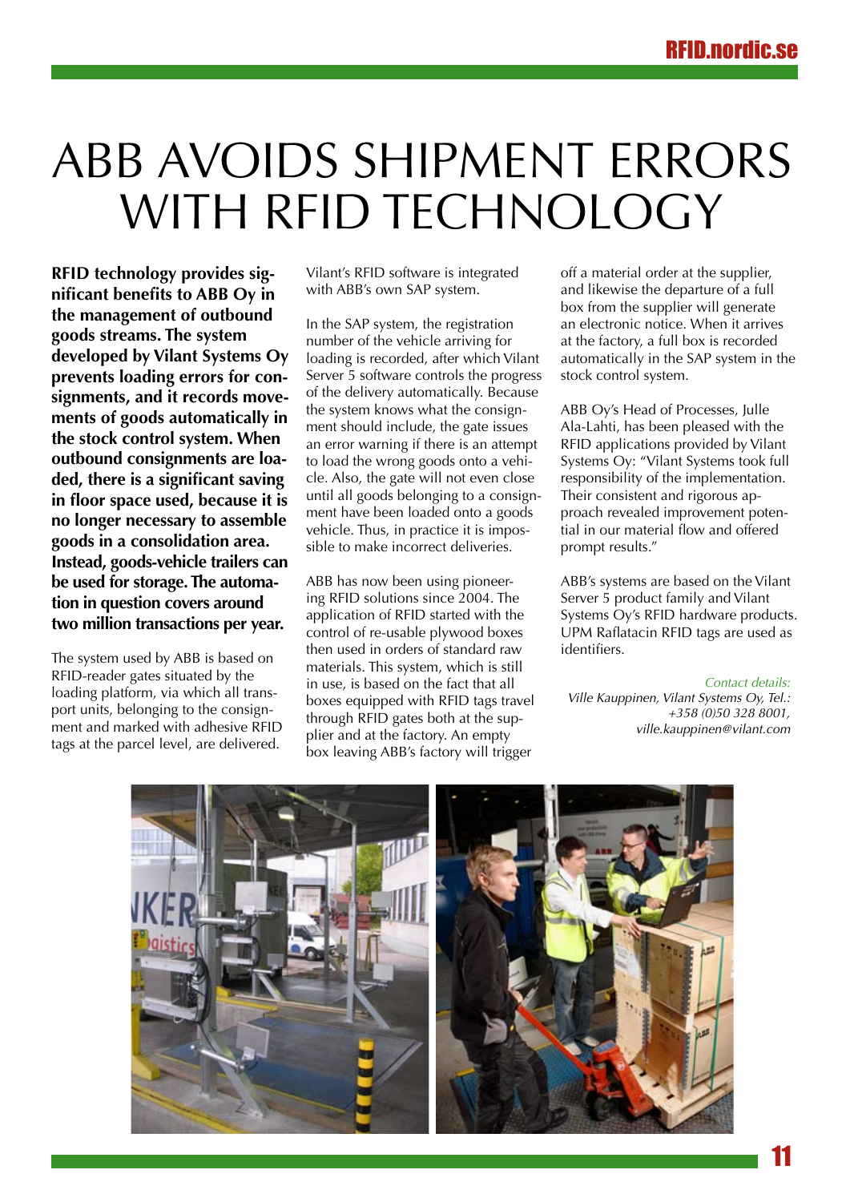# ABB AVOIDS SHIPMENT ERRORS WITH RFID TECHNOLOGY

**RFID technology provides significant benefits to ABB Oy in the management of outbound goods streams. The system developed by Vilant Systems Oy prevents loading errors for consignments, and it records movements of goods automatically in the stock control system. When outbound consignments are loaded, there is a significant saving in floor space used, because it is no longer necessary to assemble goods in a consolidation area. Instead, goods-vehicle trailers can be used for storage. The automation in question covers around two million transactions per year.**

The system used by ABB is based on RFID-reader gates situated by the loading platform, via which all transport units, belonging to the consignment and marked with adhesive RFID tags at the parcel level, are delivered. Vilant's RFID software is integrated with ABB's own SAP system.

In the SAP system, the registration number of the vehicle arriving for loading is recorded, after which Vilant Server 5 software controls the progress of the delivery automatically. Because the system knows what the consignment should include, the gate issues an error warning if there is an attempt to load the wrong goods onto a vehicle. Also, the gate will not even close until all goods belonging to a consignment have been loaded onto a goods vehicle. Thus, in practice it is impossible to make incorrect deliveries.

ABB has now been using pioneering RFID solutions since 2004. The application of RFID started with the control of re-usable plywood boxes then used in orders of standard raw materials. This system, which is still in use, is based on the fact that all boxes equipped with RFID tags travel through RFID gates both at the supplier and at the factory. An empty box leaving ABB's factory will trigger off a material order at the supplier, and likewise the departure of a full box from the supplier will generate an electronic notice. When it arrives at the factory, a full box is recorded automatically in the SAP system in the stock control system.

ABB Oy's Head of Processes, Julle Ala-Lahti, has been pleased with the RFID applications provided by Vilant Systems Oy: "Vilant Systems took full responsibility of the implementation. Their consistent and rigorous approach revealed improvement potential in our material flow and offered prompt results."

ABB's systems are based on the Vilant Server 5 product family and Vilant Systems Oy's RFID hardware products. UPM Raflatacin RFID tags are used as identifiers.

*Contact details:*
*Ville Kauppinen, Vilant Systems Oy, Tel.: +358 (0)50 328 8001, ville.kauppinen@vilant.com*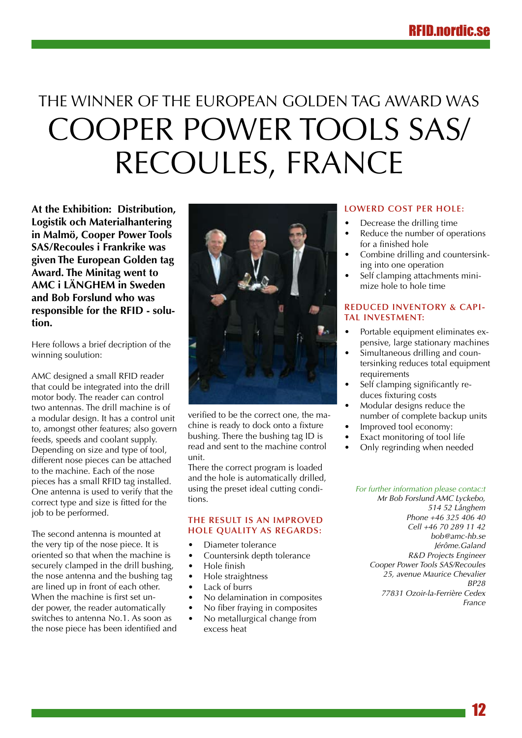# THE WINNER OF THE EUROPEAN GOLDEN TAG AWARD WAS COOPER POWER TOOLS SAS/ RECOULES, FRANCE

**At the Exhibition: Distribution, Logistik och Materialhantering in Malmö, Cooper Power Tools SAS/Recoules i Frankrike was given The European Golden tag Award. The Minitag went to AMC i LÄNGHEM in Sweden and Bob Forslund who was responsible for the RFID - solution.**

Here follows a brief decription of the winning soulution:

AMC designed a small RFID reader that could be integrated into the drill motor body. The reader can control two antennas. The drill machine is of a modular design. It has a control unit to, amongst other features; also govern feeds, speeds and coolant supply. Depending on size and type of tool, different nose pieces can be attached to the machine. Each of the nose pieces has a small RFID tag installed. One antenna is used to verify that the correct type and size is fitted for the job to be performed.

The second antenna is mounted at the very tip of the nose piece. It is oriented so that when the machine is securely clamped in the drill bushing, the nose antenna and the bushing tag are lined up in front of each other. When the machine is first set under power, the reader automatically switches to antenna No.1. As soon as the nose piece has been identified and verified to be the correct one, the machine is ready to dock onto a fixture bushing. There the bushing tag ID is read and sent to the machine control unit.
There the correct program is loaded and the hole is automatically drilled, using the preset ideal cutting conditions.

### THE RESULT IS AN IMPROVED HOLE QUALITY AS REGARDS:

- Diameter tolerance
- Countersink depth tolerance
- Hole finish
- Hole straightness
- Lack of burrs
- No delamination in composites
- No fiber fraying in composites
- No metallurgical change from excess heat

### LOWERD COST PER HOLE:

- Decrease the drilling time
- Reduce the number of operations for a finished hole
- Combine drilling and countersinking into one operation
- Self clamping attachments minimize hole to hole time

### REDUCED INVENTORY & CAPITAL INVESTMENT:

- Portable equipment eliminates expensive, large stationary machines
- Simultaneous drilling and countersinking reduces total equipment requirements
- Self clamping significantly reduces fixturing costs
- Modular designs reduce the number of complete backup units
- Improved tool economy:
- Exact monitoring of tool life
- Only regrinding when needed

*For further information please contac:t*
*Mr Bob Forslund AMC Lyckebo,*
*514 52 Långhem*
*Phone +46 325 406 40*
*Cell +46 70 289 11 42*
*bob@amc-hb.se*
*Jérôme.Galand*
*R&D Projects Engineer*
*Cooper Power Tools SAS/Recoules*
*25, avenue Maurice Chevalier*
*BP28*
*77831 Ozoir-la-Ferrière Cedex*
*France*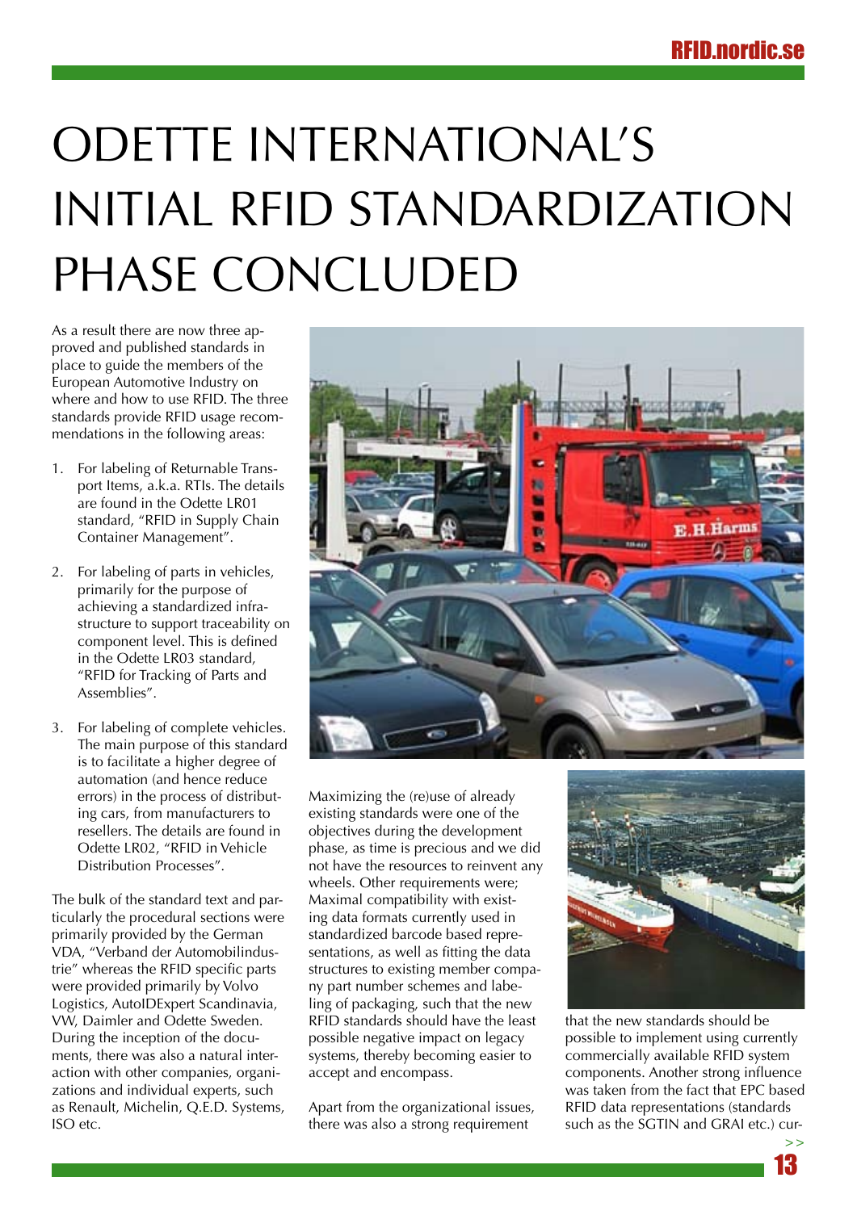# ODETTE INTERNATIONAL'S INITIAL RFID STANDARDIZATION PHASE CONCLUDED

As a result there are now three approved and published standards in place to guide the members of the European Automotive Industry on where and how to use RFID. The three standards provide RFID usage recommendations in the following areas:

1. For labeling of Returnable Transport Items, a.k.a. RTIs. The details are found in the Odette LR01 standard, "RFID in Supply Chain Container Management".

2. For labeling of parts in vehicles, primarily for the purpose of achieving a standardized infrastructure to support traceability on component level. This is defined in the Odette LR03 standard, "RFID for Tracking of Parts and Assemblies".

3. For labeling of complete vehicles. The main purpose of this standard is to facilitate a higher degree of automation (and hence reduce errors) in the process of distributing cars, from manufacturers to resellers. The details are found in Odette LR02, "RFID in Vehicle Distribution Processes".

The bulk of the standard text and particularly the procedural sections were primarily provided by the German VDA, "Verband der Automobilindustrie" whereas the RFID specific parts were provided primarily by Volvo Logistics, AutoIDExpert Scandinavia, VW, Daimler and Odette Sweden. During the inception of the documents, there was also a natural interaction with other companies, organizations and individual experts, such as Renault, Michelin, Q.E.D. Systems, ISO etc.

Maximizing the (re)use of already existing standards were one of the objectives during the development phase, as time is precious and we did not have the resources to reinvent any wheels. Other requirements were; Maximal compatibility with existing data formats currently used in standardized barcode based representations, as well as fitting the data structures to existing member company part number schemes and labeling of packaging, such that the new RFID standards should have the least possible negative impact on legacy systems, thereby becoming easier to accept and encompass.

Apart from the organizational issues, there was also a strong requirement that the new standards should be possible to implement using currently commercially available RFID system components. Another strong influence was taken from the fact that EPC based RFID data representations (standards such as the SGTIN and GRAI etc.) cur-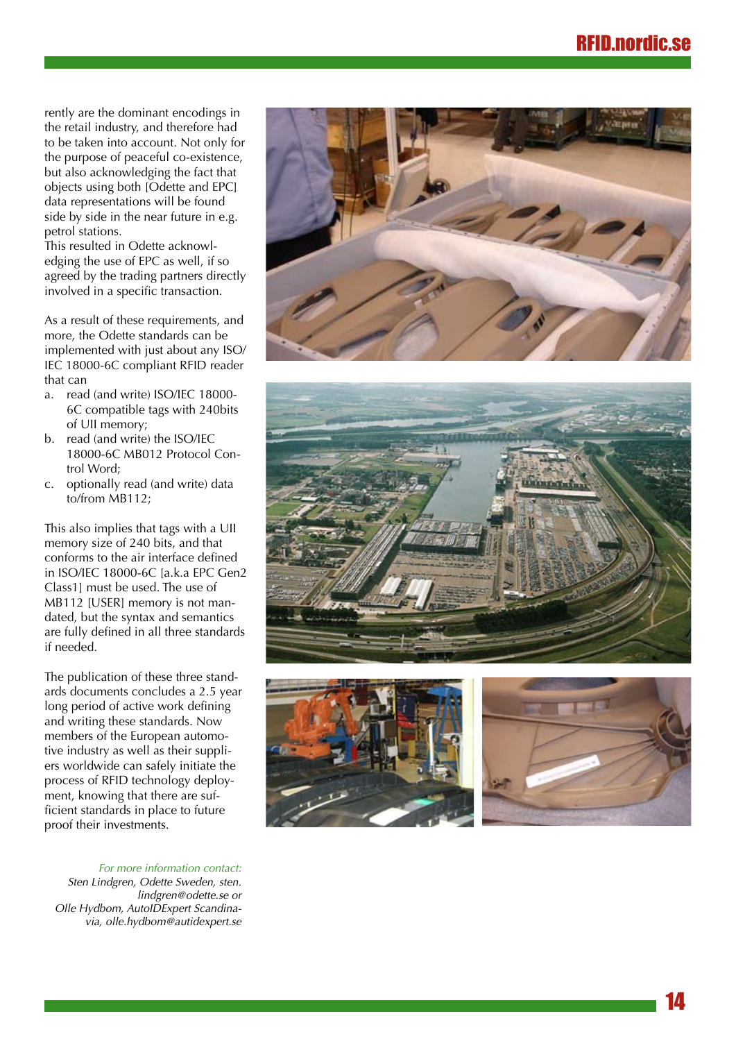rently are the dominant encodings in the retail industry, and therefore had to be taken into account. Not only for the purpose of peaceful co-existence, but also acknowledging the fact that objects using both [Odette and EPC] data representations will be found side by side in the near future in e.g. petrol stations.
This resulted in Odette acknowledging the use of EPC as well, if so agreed by the trading partners directly involved in a specific transaction.

As a result of these requirements, and more, the Odette standards can be implemented with just about any ISO/IEC 18000-6C compliant RFID reader that can

a. read (and write) ISO/IEC 18000-6C compatible tags with 240bits of UII memory;
b. read (and write) the ISO/IEC 18000-6C MB012 Protocol Control Word;
c. optionally read (and write) data to/from MB112;

This also implies that tags with a UII memory size of 240 bits, and that conforms to the air interface defined in ISO/IEC 18000-6C [a.k.a EPC Gen2 Class1] must be used. The use of MB112 [USER] memory is not mandated, but the syntax and semantics are fully defined in all three standards if needed.

The publication of these three standards documents concludes a 2.5 year long period of active work defining and writing these standards. Now members of the European automotive industry as well as their suppliers worldwide can safely initiate the process of RFID technology deployment, knowing that there are sufficient standards in place to future proof their investments.

*For more information contact:*
*Sten Lindgren, Odette Sweden, sten.lindgren@odette.se or*
*Olle Hydbom, AutoIDExpert Scandinavia, olle.hydbom@autidexpert.se*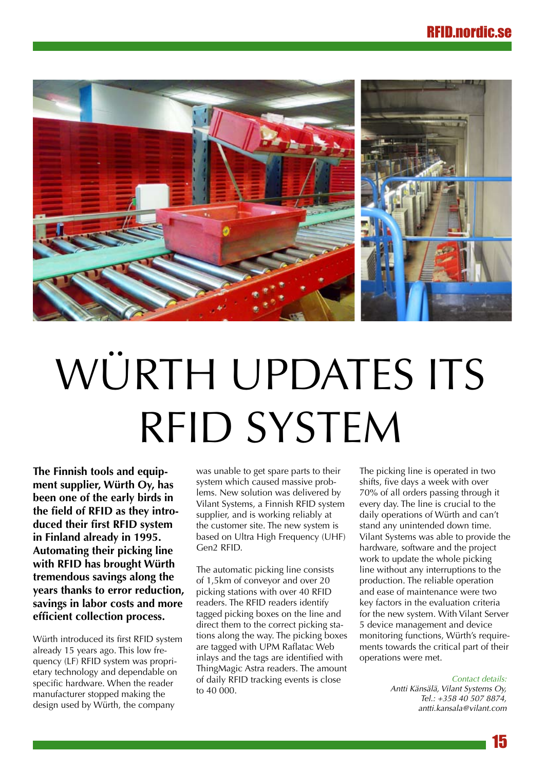# WÜRTH UPDATES ITS RFID SYSTEM

**The Finnish tools and equipment supplier, Würth Oy, has been one of the early birds in the field of RFID as they introduced their first RFID system in Finland already in 1995. Automating their picking line with RFID has brought Würth tremendous savings along the years thanks to error reduction, savings in labor costs and more efficient collection process.**

Würth introduced its first RFID system already 15 years ago. This low frequency (LF) RFID system was proprietary technology and dependable on specific hardware. When the reader manufacturer stopped making the design used by Würth, the company was unable to get spare parts to their system which caused massive problems. New solution was delivered by Vilant Systems, a Finnish RFID system supplier, and is working reliably at the customer site. The new system is based on Ultra High Frequency (UHF) Gen2 RFID.

The automatic picking line consists of 1,5km of conveyor and over 20 picking stations with over 40 RFID readers. The RFID readers identify tagged picking boxes on the line and direct them to the correct picking stations along the way. The picking boxes are tagged with UPM Raflatac Web inlays and the tags are identified with ThingMagic Astra readers. The amount of daily RFID tracking events is close to 40 000.

The picking line is operated in two shifts, five days a week with over 70% of all orders passing through it every day. The line is crucial to the daily operations of Würth and can't stand any unintended down time. Vilant Systems was able to provide the hardware, software and the project work to update the whole picking line without any interruptions to the production. The reliable operation and ease of maintenance were two key factors in the evaluation criteria for the new system. With Vilant Server 5 device management and device monitoring functions, Würth's requirements towards the critical part of their operations were met.

*Contact details:*
*Antti Känsälä, Vilant Systems Oy,*
*Tel.: +358 40 507 8874,*
*antti.kansala@vilant.com*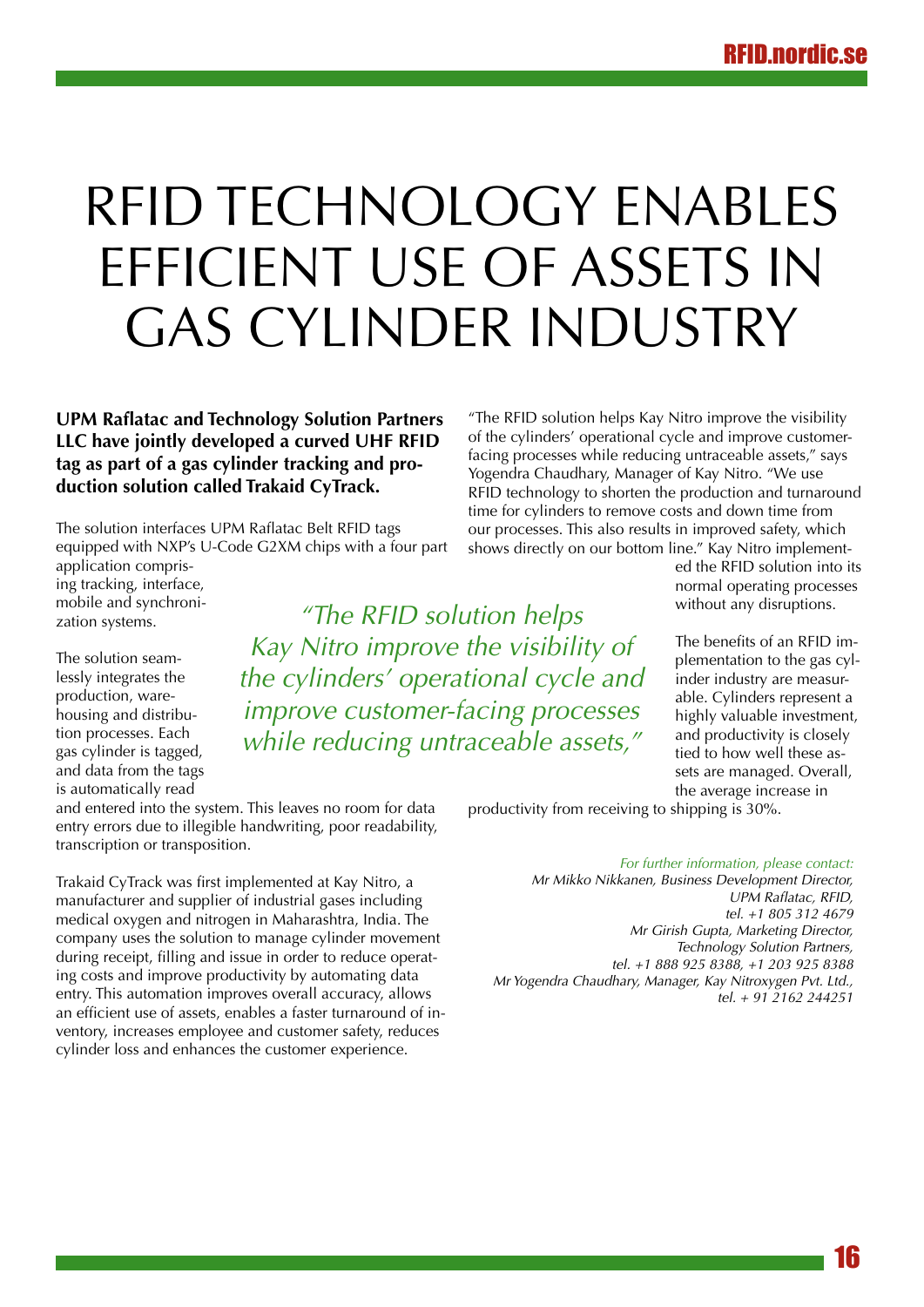# RFID TECHNOLOGY ENABLES EFFICIENT USE OF ASSETS IN GAS CYLINDER INDUSTRY

**UPM Raflatac and Technology Solution Partners LLC have jointly developed a curved UHF RFID tag as part of a gas cylinder tracking and production solution called Trakaid CyTrack.**

The solution interfaces UPM Raflatac Belt RFID tags equipped with NXP's U-Code G2XM chips with a four part application comprising tracking, interface, mobile and synchronization systems.

The solution seamlessly integrates the production, warehousing and distribution processes. Each gas cylinder is tagged, and data from the tags is automatically read and entered into the system. This leaves no room for data entry errors due to illegible handwriting, poor readability, transcription or transposition.

Trakaid CyTrack was first implemented at Kay Nitro, a manufacturer and supplier of industrial gases including medical oxygen and nitrogen in Maharashtra, India. The company uses the solution to manage cylinder movement during receipt, filling and issue in order to reduce operating costs and improve productivity by automating data entry. This automation improves overall accuracy, allows an efficient use of assets, enables a faster turnaround of inventory, increases employee and customer safety, reduces cylinder loss and enhances the customer experience.

*"The RFID solution helps Kay Nitro improve the visibility of the cylinders' operational cycle and improve customer-facing processes while reducing untraceable assets,"*

"The RFID solution helps Kay Nitro improve the visibility of the cylinders' operational cycle and improve customer-facing processes while reducing untraceable assets," says Yogendra Chaudhary, Manager of Kay Nitro. "We use RFID technology to shorten the production and turnaround time for cylinders to remove costs and down time from our processes. This also results in improved safety, which shows directly on our bottom line." Kay Nitro implemented the RFID solution into its normal operating processes without any disruptions.

The benefits of an RFID implementation to the gas cylinder industry are measurable. Cylinders represent a highly valuable investment, and productivity is closely tied to how well these assets are managed. Overall, the average increase in productivity from receiving to shipping is 30%.

*For further information, please contact:*
*Mr Mikko Nikkanen, Business Development Director, UPM Raflatac, RFID, tel. +1 805 312 4679*
*Mr Girish Gupta, Marketing Director, Technology Solution Partners, tel. +1 888 925 8388, +1 203 925 8388*
*Mr Yogendra Chaudhary, Manager, Kay Nitroxygen Pvt. Ltd., tel. + 91 2162 244251*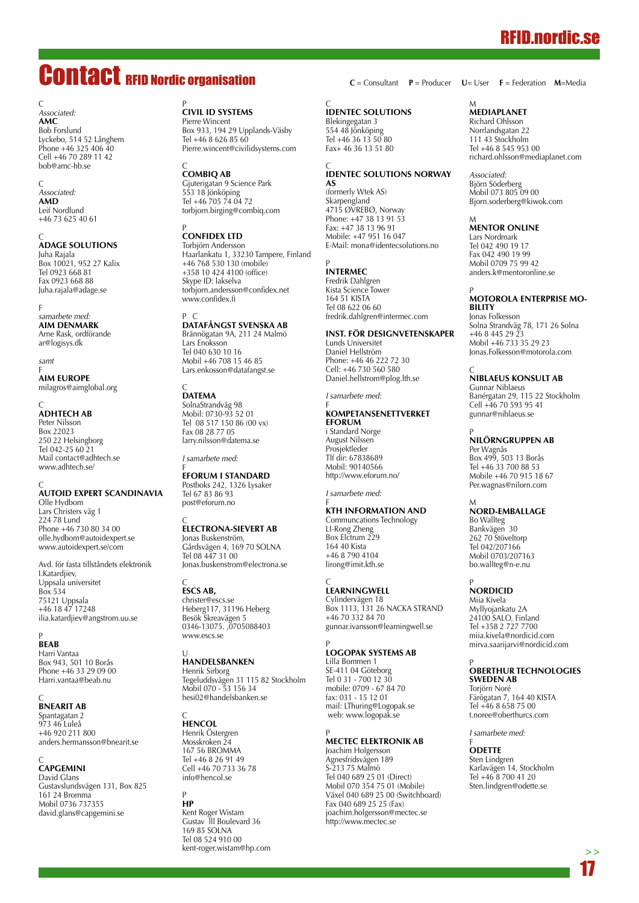# Contact RFID Nordic organisation

**C** = Consultant **P** = Producer **U**= User **F** = Federation **M**=Media

C
*Associated:*
**AMC**
Bob Forslund
Lyckebo, 514 52 Långhem
Phone +46 325 406 40
Cell +46 70 289 11 42
bob@amc-hb.se

C
*Associated:*
**AMD**
Leif Nordlund
+46 73 625 40 61

C
**ADAGE SOLUTIONS**
Juha Rajala
Box 10021, 952 27 Kalix
Tel 0923 668 81
Fax 0923 668 88
Juha.rajala@adage.se

F
*samarbete med:*
**AIM DENMARK**
Arne Rask, ordförande
ar@logisys.dk

*samt*
F
**AIM EUROPE**
milagros@aimglobal.org

C
**ADHTECH AB**
Peter Nilsson
Box 22023
250 22 Helsingborg
Tel 042-25 60 21
Mail contact@adhtech.se
www.adhtech.se/

C
**AUTOID EXPERT SCANDINAVIA**
Olle Hydbom
Lars Christers väg 1
224 78 Lund
Phone +46 730 80 34 00
olle.hydbom@autoidexpert.se
www.autoidexpert.se/com

Avd. för fasta tillståndets elektronik
I.Katardjiev,
Uppsala universitet
Box 534
75121 Uppsala
+46 18 47 17248
ilia.katardjiev@angstrom.uu.se

P
**BEAB**
Harri Vantaa
Box 943, 501 10 Borås
Phone +46 33 29 09 00
Harri.vantaa@beab.nu

C
**BNEARIT AB**
Spantagatan 2
973 46 Luleå
+46 920 211 800
anders.hermansson@bnearit.se

C
**CAPGEMINI**
David Glans
Gustavslundsvägen 131, Box 825
161 24 Bromma
Mobil 0736 737355
david.glans@capgemini.se

P
**CIVIL ID SYSTEMS**
Pierre Wincent
Box 933, 194 29 Upplands-Väsby
Tel +46 8 626 85 60
Pierre.wincent@civilidsystems.com

C
**COMBIQ AB**
Gjuterigatan 9 Science Park
553 18 Jönköping
Tel +46 705 74 04 72
torbjorn.birging@combiq.com

P
**CONFIDEX LTD**
Torbjörn Andersson
Haarlankatu 1, 33230 Tampere, Finland
+46 768 530 130 (mobile)
+358 10 424 4100 (office)
Skype ID: lakselva
torbjorn.andersson@confidex.net
www.confidex.fi

P C
**DATAFÅNGST SVENSKA AB**
Brännögatan 9A, 211 24 Malmö
Lars Enoksson
Tel 040 630 10 16
Mobil +46 708 15 46 85
Lars.enkosson@datafangst.se

C
**DATEMA**
SolnaStrandväg 98
Mobil: 0730-93 52 01
Tel 08 517 150 86 (00 vx)
Fax 08 28 77 05
larry.nilsson@datema.se

*I samarbete med:*
F
**EFORUM I STANDARD**
Postboks 242, 1326 Lysaker
Tel 67 83 86 93
post@eforum.no

C
**ELECTRONA-SIEVERT AB**
Jonas Buskenström,
Gårdsvägen 4, 169 70 SOLNA
Tel 08 447 31 00
Jonas.buskenstrom@electrona.se

C
**ESCS AB,**
christer@escs.se
Heberg117, 31196 Heberg
Besök Skreavägen 5
0346-13075. ,0705088403
www.escs.se

U
**HANDELSBANKEN**
Henrik Sirborg
Tegeluddsvägen 31 115 82 Stockholm
Mobil 070 - 53 156 34
hesi02@handelsbanken.se

C
**HENCOL**
Henrik Östergren
Mosskroken 24
167 56 BROMMA
Tel +46 8 26 91 49
Cell +46 70 733 36 78
info@hencol.se

P
**HP**
Kent Roger Wistam
Gustav III Boulevard 36
169 85 SOLNA
Tel 08 524 910 00
kent-roger.wistam@hp.com

C
**IDENTEC SOLUTIONS**
Blekingegatan 3
554 48 Jönköping
Tel +46 36 13 50 80
Fax+ 46 36 13 51 80

C
**IDENTEC SOLUTIONS NORWAY AS**
(formerly Wtek AS)
Skarpengland
4715 ØVREBØ, Norway
Phone: +47 38 13 91 53
Fax: +47 38 13 96 91
Mobile: +47 951 16 047
E-Mail: mona@identecsolutions.no

P
**INTERMEC**
Fredrik Dahlgren
Kista Science Tower
164 51 KISTA
Tel 08 622 06 60
fredrik.dahlgren@intermec.com

**INST. FÖR DESIGNVETENSKAPER**
Lunds Universitet
Daniel Hellström
Phone: +46 46 222 72 30
Cell: +46 730 560 580
Daniel.hellstrom@plog.lth.se

*I samarbete med:*
F
**KOMPETANSENETTVERKET EFORUM**
i Standard Norge
August Nilssen
Prosjektleder
Tlf dir: 67838689
Mobil: 90140566
http://www.eforum.no/

*I samarbete med:*
F
**KTH INFORMATION AND**
Communcations Technology
LI-Rong Zheng
Box Elctrum 229
164 40 Kista
+46 8 790 4104
lirong@imit.kth.se

C
**LEARNINGWELL**
Cylindervägen 18
Box 1113, 131 26 NACKA STRAND
+46 70 332 84 70
gunnar.ivansson@learningwell.se

P
**LOGOPAK SYSTEMS AB**
Lilla Bommen 1
SE-411 04 Göteborg
Tel 0 31 - 700 12 30
mobile: 0709 - 67 84 70
fax: 031 - 15 12 01
mail: LThuring@Logopak.se
web: www.logopak.se

P
**MECTEC ELEKTRONIK AB**
Joachim Holgersson
Agnesfridsvägen 189
S-213 75 Malmö
Tel 040 689 25 01 (Direct)
Mobil 070 354 75 01 (Mobile)
Växel 040 689 25 00 (Switchboard)
Fax 040 689 25 25 (Fax)
joachim.holgersson@mectec.se
http://www.mectec.se

M
**MEDIAPLANET**
Richard Ohlsson
Norrlandsgatan 22
111 43 Stockholm
Tel +46 8 545 953 00
richard.ohlsson@mediaplanet.com

*Associated:*
Björn Söderberg
Mobil 073 805 09 00
Bjorn.soderberg@kiwok.com

M
**MENTOR ONLINE**
Lars Nordmark
Tel 042 490 19 17
Fax 042 490 19 99
Mobil 0709 75 99 42
anders.k@mentoronline.se

P
**MOTOROLA ENTERPRISE MOBILITY**
Jonas Folkesson
Solna Strandväg 78, 171 26 Solna
+46 8 445 29 23
Mobil +46 733 35 29 23
Jonas.Folkesson@motorola.com

C
**NIBLAEUS KONSULT AB**
Gunnar Niblaeus
Banérgatan 29, 115 22 Stockholm
Cell +46 70 593 95 41
gunnar@niblaeus.se

P
**NILÖRNGRUPPEN AB**
Per Wagnås
Box 499, 503 13 Borås
Tel +46 33 700 88 53
Mobile +46 70 915 18 67
Per.wagnas@nilorn.com

M
**NORD-EMBALLAGE**
Bo Wallteg
Bankvägen 30
262 70 Stöveltorp
Tel 042/207166
Mobil 0703/207163
bo.wallteg@n-e.nu

P
**NORDICID**
Miia Kivela
Myllyojankatu 2A
24100 SALO, Finland
Tel +358 2 727 7700
miia.kivela@nordicid.com
mirva.saarijarvi@nordicid.com

P
**OBERTHUR TECHNOLOGIES SWEDEN AB**
Torjörn Noré
Färögatan 7, 164 40 KISTA
Tel +46 8 658 75 00
t.noree@oberthurcs.com

*I samarbete med:*
F
**ODETTE**
Sten Lindgren
Karlavägen 14, Stockholm
Tel +46 8 700 41 20
Sten.lindgren@odette.se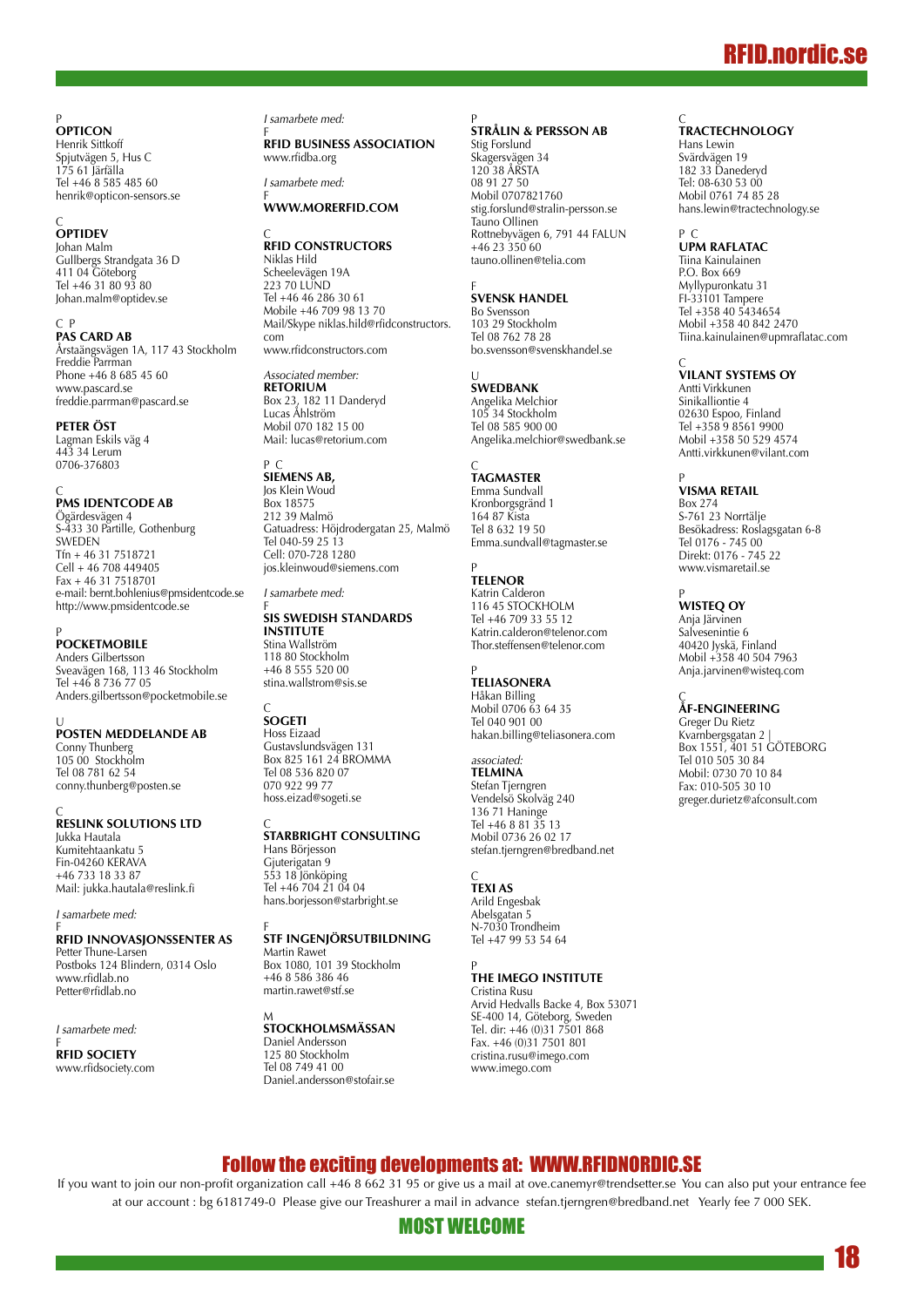P
**OPTICON**
Henrik Sittkoff
Spjutvägen 5, Hus C
175 61 Järfälla
Tel +46 8 585 485 60
henrik@opticon-sensors.se

C
**OPTIDEV**
Johan Malm
Gullbergs Strandgata 36 D
411 04 Göteborg
Tel +46 31 80 93 80
Johan.malm@optidev.se

C P
**PAS CARD AB**
Årstaängsvägen 1A, 117 43 Stockholm
Freddie Parrman
Phone +46 8 685 45 60
www.pascard.se
freddie.parrman@pascard.se

**PETER ÖST**
Lagman Eskils väg 4
443 34 Lerum
0706-376803

C
**PMS IDENTCODE AB**
Ögärdesvägen 4
S-433 30 Partille, Gothenburg
SWEDEN
Tfn + 46 31 7518721
Cell + 46 708 449405
Fax + 46 31 7518701
e-mail: bernt.bohlenius@pmsidentcode.se
http://www.pmsidentcode.se

P
**POCKETMOBILE**
Anders Gilbertsson
Sveavägen 168, 113 46 Stockholm
Tel +46 8 736 77 05
Anders.gilbertsson@pocketmobile.se

U
**POSTEN MEDDELANDE AB**
Conny Thunberg
105 00 Stockholm
Tel 08 781 62 54
conny.thunberg@posten.se

C
**RESLINK SOLUTIONS LTD**
Jukka Hautala
Kumitehtaankatu 5
Fin-04260 KERAVA
+46 733 18 33 87
Mail: jukka.hautala@reslink.fi

*I samarbete med:*
F
**RFID INNOVASJONSSENTER AS**
Petter Thune-Larsen
Postboks 124 Blindern, 0314 Oslo
www.rfidlab.no
Petter@rfidlab.no

*I samarbete med:*
F
**RFID SOCIETY**
www.rfidsociety.com

*I samarbete med:*
F
**RFID BUSINESS ASSOCIATION**
www.rfidba.org

*I samarbete med:*
F
**WWW.MORERFID.COM**

C
**RFID CONSTRUCTORS**
Niklas Hild
Scheelevägen 19A
223 70 LUND
Tel +46 46 286 30 61
Mobile +46 709 98 13 70
Mail/Skype niklas.hild@rfidconstructors.com
www.rfidconstructors.com

*Associated member:*
**RETORIUM**
Box 23, 182 11 Danderyd
Lucas Åhlström
Mobil 070 182 15 00
Mail: lucas@retorium.com

P C
**SIEMENS AB,**
Jos Klein Woud
Box 18575
212 39 Malmö
Gatuadress: Höjdrodergatan 25, Malmö
Tel 040-59 25 13
Cell: 070-728 1280
jos.kleinwoud@siemens.com

*I samarbete med:*
F
**SIS SWEDISH STANDARDS INSTITUTE**
Stina Wallström
118 80 Stockholm
+46 8 555 520 00
stina.wallstrom@sis.se

C
**SOGETI**
Hoss Eizaad
Gustavslundsvägen 131
Box 825 161 24 BROMMA
Tel 08 536 820 07
070 922 99 77
hoss.eizad@sogeti.se

C
**STARBRIGHT CONSULTING**
Hans Börjesson
Gjuterigatan 9
553 18 Jönköping
Tel +46 704 21 04 04
hans.borjesson@starbright.se

F
**STF INGENJÖRSUTBILDNING**
Martin Rawet
Box 1080, 101 39 Stockholm
+46 8 586 386 46
martin.rawet@stf.se

M
**STOCKHOLMSMÄSSAN**
Daniel Andersson
125 80 Stockholm
Tel 08 749 41 00
Daniel.andersson@stofair.se

P
**STRÅLIN & PERSSON AB**
Stig Forslund
Skagersvägen 34
120 38 ÅRSTA
08 91 27 50
Mobil 0707821760
stig.forslund@stralin-persson.se
Tauno Ollinen
Rottnebyvägen 6, 791 44 FALUN
+46 23 350 60
tauno.ollinen@telia.com

F
**SVENSK HANDEL**
Bo Svensson
103 29 Stockholm
Tel 08 762 78 28
bo.svensson@svenskhandel.se

U
**SWEDBANK**
Angelika Melchior
105 34 Stockholm
Tel 08 585 900 00
Angelika.melchior@swedbank.se

C
**TAGMASTER**
Emma Sundvall
Kronborgsgränd 1
164 87 Kista
Tel 8 632 19 50
Emma.sundvall@tagmaster.se

P
**TELENOR**
Katrin Calderon
116 45 STOCKHOLM
Tel +46 709 33 55 12
Katrin.calderon@telenor.com
Thor.steffensen@telenor.com

P
**TELIASONERA**
Håkan Billing
Mobil 0706 63 64 35
Tel 040 901 00
hakan.billing@teliasonera.com

*associated:*
**TELMINA**
Stefan Tjerngren
Vendelsö Skolväg 240
136 71 Haninge
Tel +46 8 81 35 13
Mobil 0736 26 02 17
stefan.tjerngren@bredband.net

C
**TEXI AS**
Arild Engesbak
Abelsgatan 5
N-7030 Trondheim
Tel +47 99 53 54 64

P
**THE IMEGO INSTITUTE**
Cristina Rusu
Arvid Hedvalls Backe 4, Box 53071
SE-400 14, Göteborg, Sweden
Tel. dir: +46 (0)31 7501 868
Fax. +46 (0)31 7501 801
cristina.rusu@imego.com
www.imego.com

C
**TRACTECHNOLOGY**
Hans Lewin
Svärdvägen 19
182 33 Danederyd
Tel: 08-630 53 00
Mobil 0761 74 85 28
hans.lewin@tractechnology.se

P C
**UPM RAFLATAC**
Tiina Kainulainen
P.O. Box 669
Myllypuronkatu 31
FI-33101 Tampere
Tel +358 40 5434654
Mobil +358 40 842 2470
Tiina.kainulainen@upmraflatac.com

C
**VILANT SYSTEMS OY**
Antti Virkkunen
Sinikalliontie 4
02630 Espoo, Finland
Tel +358 9 8561 9900
Mobil +358 50 529 4574
Antti.virkkunen@vilant.com

P
**VISMA RETAIL**
Box 274
S-761 23 Norrtälje
Besökadress: Roslagsgatan 6-8
Tel 0176 - 745 00
Direkt: 0176 - 745 22
www.vismaretail.se

P
**WISTEQ OY**
Anja Järvinen
Salvesenintie 6
40420 Jyskä, Finland
Mobil +358 40 504 7963
Anja.jarvinen@wisteq.com

C
**ÅF-ENGINEERING**
Greger Du Rietz
Kvarnbergsgatan 2 |
Box 1551, 401 51 GÖTEBORG
Tel 010 505 30 84
Mobil: 0730 70 10 84
Fax: 010-505 30 10
greger.durietz@afconsult.com

## Follow the exciting developments at: WWW.RFIDNORDIC.SE

If you want to join our non-profit organization call +46 8 662 31 95 or give us a mail at ove.canemyr@trendsetter.se You can also put your entrance fee at our account : bg 6181749-0 Please give our Treasurer a mail in advance stefan.tjerngren@bredband.net Yearly fee 7 000 SEK.

## MOST WELCOME